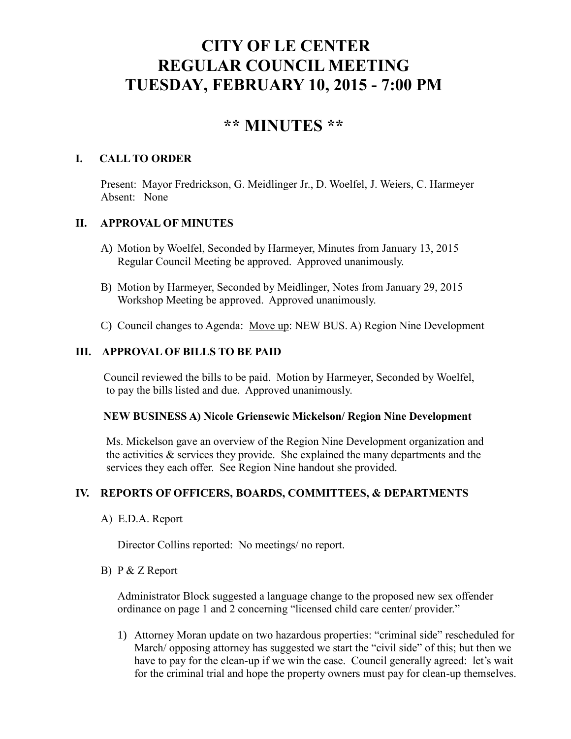# CITY OF LE CENTER
# REGULAR COUNCIL MEETING
# TUESDAY, FEBRUARY 10, 2015 - 7:00 PM

## ** MINUTES **

### I. CALL TO ORDER

Present: Mayor Fredrickson, G. Meidlinger Jr., D. Woelfel, J. Weiers, C. Harmeyer
Absent: None

### II. APPROVAL OF MINUTES

A) Motion by Woelfel, Seconded by Harmeyer, Minutes from January 13, 2015 Regular Council Meeting be approved. Approved unanimously.

B) Motion by Harmeyer, Seconded by Meidlinger, Notes from January 29, 2015 Workshop Meeting be approved. Approved unanimously.

C) Council changes to Agenda: Move up: NEW BUS. A) Region Nine Development

### III. APPROVAL OF BILLS TO BE PAID

Council reviewed the bills to be paid. Motion by Harmeyer, Seconded by Woelfel, to pay the bills listed and due. Approved unanimously.

**NEW BUSINESS A) Nicole Griensewic Mickelson/ Region Nine Development**

Ms. Mickelson gave an overview of the Region Nine Development organization and the activities & services they provide. She explained the many departments and the services they each offer. See Region Nine handout she provided.

### IV. REPORTS OF OFFICERS, BOARDS, COMMITTEES, & DEPARTMENTS

A) E.D.A. Report

Director Collins reported: No meetings/ no report.

B) P & Z Report

Administrator Block suggested a language change to the proposed new sex offender ordinance on page 1 and 2 concerning "licensed child care center/ provider."

1) Attorney Moran update on two hazardous properties: "criminal side" rescheduled for March/ opposing attorney has suggested we start the "civil side" of this; but then we have to pay for the clean-up if we win the case. Council generally agreed: let's wait for the criminal trial and hope the property owners must pay for clean-up themselves.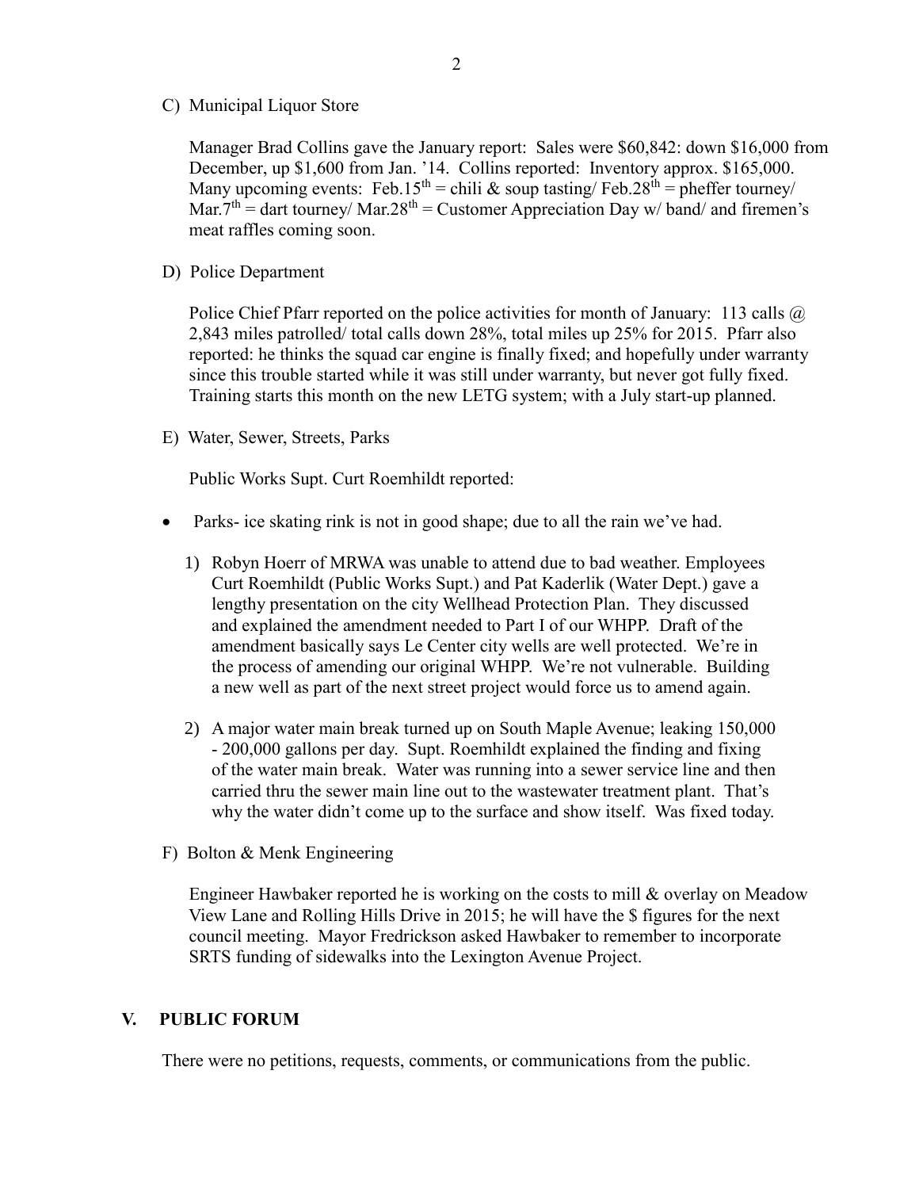C) Municipal Liquor Store

Manager Brad Collins gave the January report: Sales were $60,842: down $16,000 from December, up $1,600 from Jan. '14. Collins reported: Inventory approx. $165,000. Many upcoming events: Feb.15th = chili & soup tasting/ Feb.28th = pheffer tourney/ Mar.7th = dart tourney/ Mar.28th = Customer Appreciation Day w/ band/ and firemen's meat raffles coming soon.

D) Police Department

Police Chief Pfarr reported on the police activities for month of January: 113 calls @ 2,843 miles patrolled/ total calls down 28%, total miles up 25% for 2015. Pfarr also reported: he thinks the squad car engine is finally fixed; and hopefully under warranty since this trouble started while it was still under warranty, but never got fully fixed. Training starts this month on the new LETG system; with a July start-up planned.

E) Water, Sewer, Streets, Parks

Public Works Supt. Curt Roemhildt reported:

- Parks- ice skating rink is not in good shape; due to all the rain we've had.

1) Robyn Hoerr of MRWA was unable to attend due to bad weather. Employees Curt Roemhildt (Public Works Supt.) and Pat Kaderlik (Water Dept.) gave a lengthy presentation on the city Wellhead Protection Plan. They discussed and explained the amendment needed to Part I of our WHPP. Draft of the amendment basically says Le Center city wells are well protected. We're in the process of amending our original WHPP. We're not vulnerable. Building a new well as part of the next street project would force us to amend again.

2) A major water main break turned up on South Maple Avenue; leaking 150,000 - 200,000 gallons per day. Supt. Roemhildt explained the finding and fixing of the water main break. Water was running into a sewer service line and then carried thru the sewer main line out to the wastewater treatment plant. That's why the water didn't come up to the surface and show itself. Was fixed today.

F) Bolton & Menk Engineering

Engineer Hawbaker reported he is working on the costs to mill & overlay on Meadow View Lane and Rolling Hills Drive in 2015; he will have the $ figures for the next council meeting. Mayor Fredrickson asked Hawbaker to remember to incorporate SRTS funding of sidewalks into the Lexington Avenue Project.

## V. PUBLIC FORUM

There were no petitions, requests, comments, or communications from the public.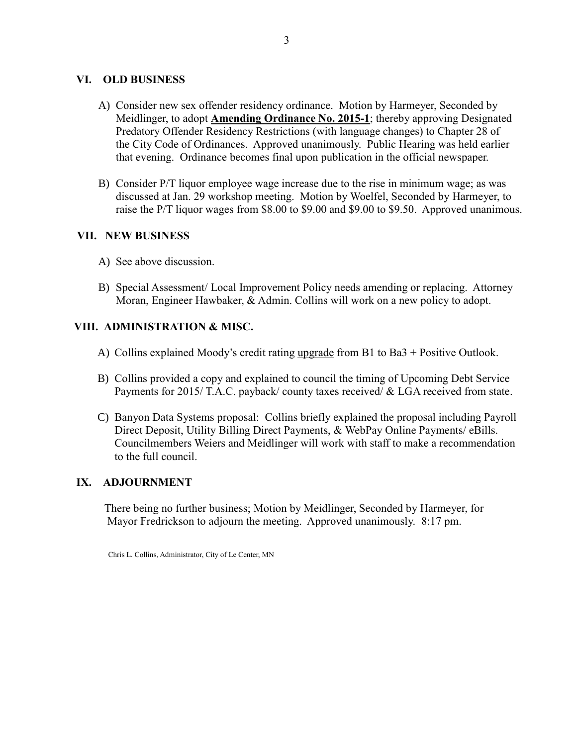## VI. OLD BUSINESS

A) Consider new sex offender residency ordinance. Motion by Harmeyer, Seconded by Meidlinger, to adopt **Amending Ordinance No. 2015-1**; thereby approving Designated Predatory Offender Residency Restrictions (with language changes) to Chapter 28 of the City Code of Ordinances. Approved unanimously. Public Hearing was held earlier that evening. Ordinance becomes final upon publication in the official newspaper.

B) Consider P/T liquor employee wage increase due to the rise in minimum wage; as was discussed at Jan. 29 workshop meeting. Motion by Woelfel, Seconded by Harmeyer, to raise the P/T liquor wages from $8.00 to $9.00 and $9.00 to $9.50. Approved unanimous.

## VII. NEW BUSINESS

A) See above discussion.

B) Special Assessment/ Local Improvement Policy needs amending or replacing. Attorney Moran, Engineer Hawbaker, & Admin. Collins will work on a new policy to adopt.

## VIII. ADMINISTRATION & MISC.

A) Collins explained Moody's credit rating upgrade from B1 to Ba3 + Positive Outlook.

B) Collins provided a copy and explained to council the timing of Upcoming Debt Service Payments for 2015/ T.A.C. payback/ county taxes received/ & LGA received from state.

C) Banyon Data Systems proposal: Collins briefly explained the proposal including Payroll Direct Deposit, Utility Billing Direct Payments, & WebPay Online Payments/ eBills. Councilmembers Weiers and Meidlinger will work with staff to make a recommendation to the full council.

## IX. ADJOURNMENT

There being no further business; Motion by Meidlinger, Seconded by Harmeyer, for Mayor Fredrickson to adjourn the meeting. Approved unanimously. 8:17 pm.

Chris L. Collins, Administrator, City of Le Center, MN